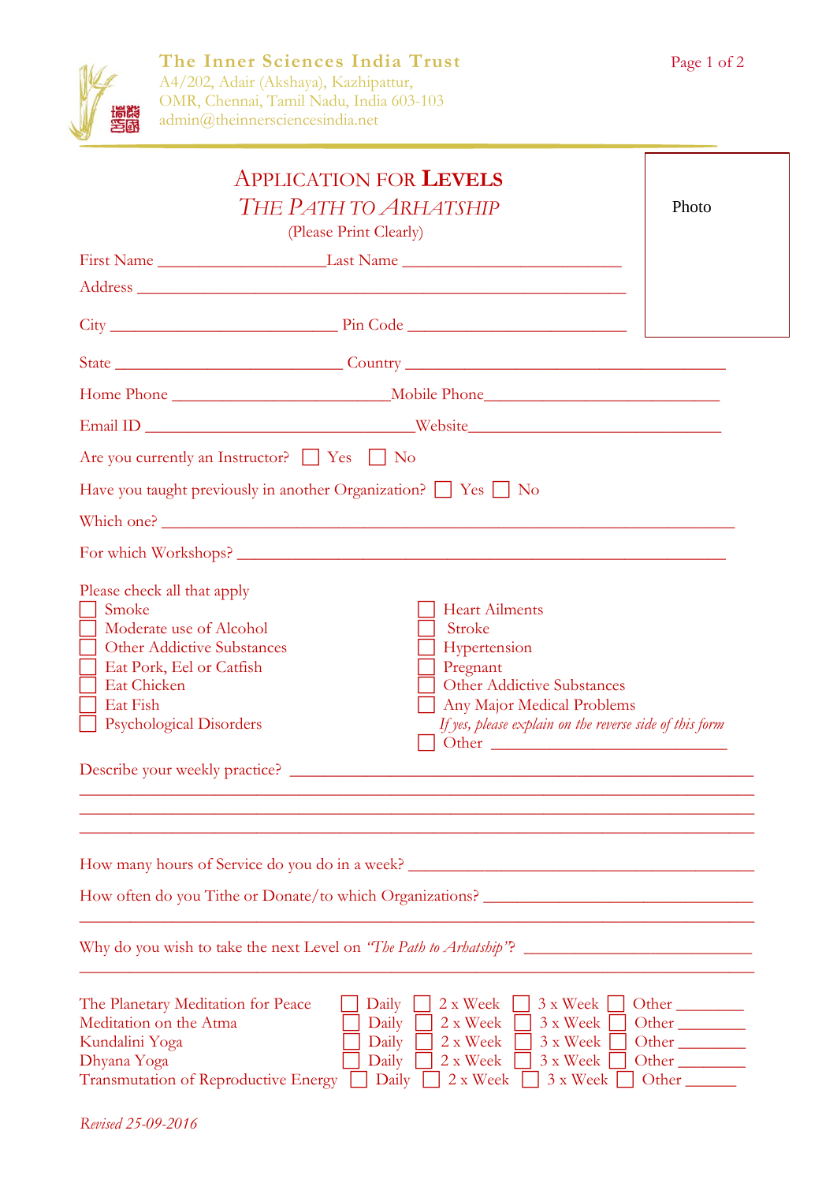**The Inner Sciences India Trust**
A4/202, Adair (Akshaya), Kazhipattur,
OMR, Chennai, Tamil Nadu, India 603-103
admin@theinnersciencesindia.net

# APPLICATION FOR LEVELS
## *THE PATH TO ARHATSHIP*
(Please Print Clearly)

Photo

First Name ____________________ Last Name __________________________

Address __________________________________________________________

City __________________________ Pin Code __________________________

State __________________________ Country ______________________________________

Home Phone __________________________ Mobile Phone____________________________

Email ID ________________________________ Website______________________________

Are you currently an Instructor? ☐ Yes ☐ No

Have you taught previously in another Organization? ☐ Yes ☐ No

Which one? _____________________________________________________________________

For which Workshops? _______________________________________________________

Please check all that apply

- ☐ Smoke
- ☐ Moderate use of Alcohol
- ☐ Other Addictive Substances
- ☐ Eat Pork, Eel or Catfish
- ☐ Eat Chicken
- ☐ Eat Fish
- ☐ Psychological Disorders
- ☐ Heart Ailments
- ☐ Stroke
- ☐ Hypertension
- ☐ Pregnant
- ☐ Other Addictive Substances
- ☐ Any Major Medical Problems
  *If yes, please explain on the reverse side of this form*
- ☐ Other ____________________

Describe your weekly practice? _____________________________________________________
_____________________________________________________________________________
_____________________________________________________________________________
_____________________________________________________________________________

How many hours of Service do you do in a week? ________________________________________

How often do you Tithe or Donate/to which Organizations? _________________________________
_____________________________________________________________________________

Why do you wish to take the next Level on *"The Path to Arhatship"*? ___________________________
_____________________________________________________________________________

| | | | | |
|---|---|---|---|---|
| The Planetary Meditation for Peace | ☐ Daily | ☐ 2 x Week | ☐ 3 x Week | ☐ Other ________ |
| Meditation on the Atma | ☐ Daily | ☐ 2 x Week | ☐ 3 x Week | ☐ Other ________ |
| Kundalini Yoga | ☐ Daily | ☐ 2 x Week | ☐ 3 x Week | ☐ Other ________ |
| Dhyana Yoga | ☐ Daily | ☐ 2 x Week | ☐ 3 x Week | ☐ Other ________ |
| Transmutation of Reproductive Energy | ☐ Daily | ☐ 2 x Week | ☐ 3 x Week | ☐ Other ______ |

*Revised 25-09-2016*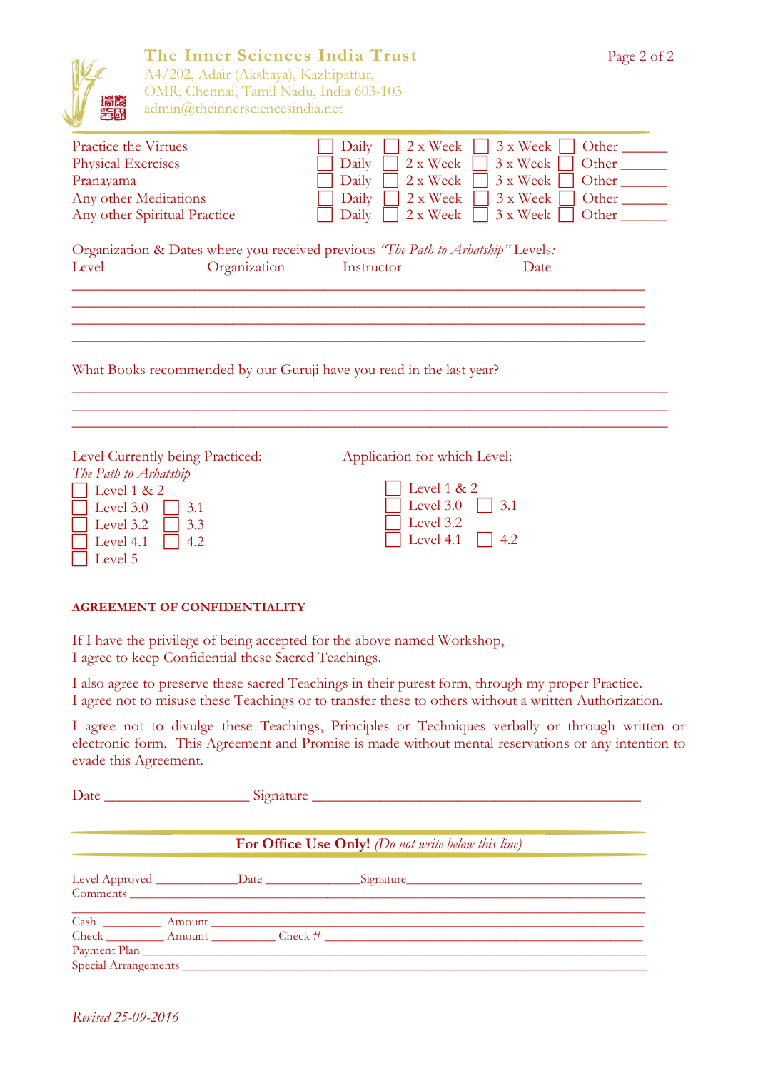**The Inner Sciences India Trust**
A4/202, Adair (Akshaya), Kazhipattur,
OMR, Chennai, Tamil Nadu, India 603-103
admin@theinnersciencesindia.net

| | | | | |
|---|---|---|---|---|
| Practice the Virtues | ☐ Daily | ☐ 2 x Week | ☐ 3 x Week | ☐ Other ______ |
| Physical Exercises | ☐ Daily | ☐ 2 x Week | ☐ 3 x Week | ☐ Other ______ |
| Pranayama | ☐ Daily | ☐ 2 x Week | ☐ 3 x Week | ☐ Other ______ |
| Any other Meditations | ☐ Daily | ☐ 2 x Week | ☐ 3 x Week | ☐ Other ______ |
| Any other Spiritual Practice | ☐ Daily | ☐ 2 x Week | ☐ 3 x Week | ☐ Other ______ |

Organization & Dates where you received previous *"The Path to Arhatship"* Levels:

| Level | Organization | Instructor | Date |
|---|---|---|---|
| | | | |
| | | | |
| | | | |
| | | | |

What Books recommended by our Guruji have you read in the last year?

______________________________________________________________________
______________________________________________________________________
______________________________________________________________________

Level Currently being Practiced:
*The Path to Arhatship*

☐ Level 1 & 2
☐ Level 3.0 ☐ 3.1
☐ Level 3.2 ☐ 3.3
☐ Level 4.1 ☐ 4.2
☐ Level 5

Application for which Level:

☐ Level 1 & 2
☐ Level 3.0 ☐ 3.1
☐ Level 3.2
☐ Level 4.1 ☐ 4.2

**AGREEMENT OF CONFIDENTIALITY**

If I have the privilege of being accepted for the above named Workshop,
I agree to keep Confidential these Sacred Teachings.

I also agree to preserve these sacred Teachings in their purest form, through my proper Practice.
I agree not to misuse these Teachings or to transfer these to others without a written Authorization.

I agree not to divulge these Teachings, Principles or Techniques verbally or through written or electronic form. This Agreement and Promise is made without mental reservations or any intention to evade this Agreement.

Date ___________________ Signature ____________________________________________

**For Office Use Only!** *(Do not write below this line)*

Level Approved ____________ Date ______________ Signature ______________________________
Comments ______________________________________________________________________
______________________________________________________________________
Cash _________ Amount __________________________________________________________
Check _________ Amount _________ Check # _____________________________________
Payment Plan ____________________________________________________________________
Special Arrangements ______________________________________________________________

*Revised 25-09-2016*